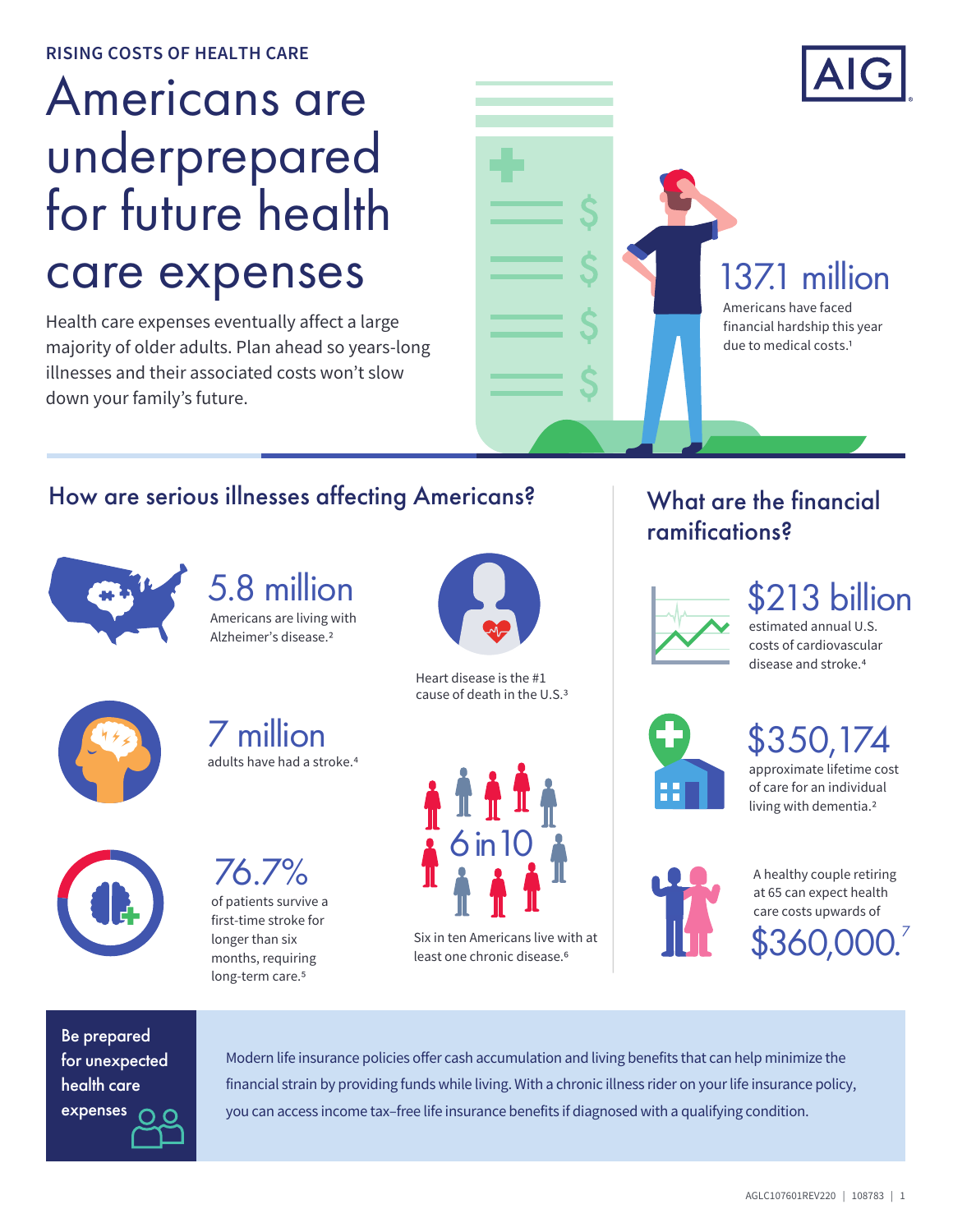RISING COSTS OF HEALTH CARE

# Americans are underprepared for future health care expenses

Health care expenses eventually affect a large majority of older adults. Plan ahead so years-long illnesses and their associated costs won't slow down your family's future.

**137.1 million**

Americans have faced financial hardship this year due to medical costs.[1]

## How are serious illnesses affecting Americans?

**5.8 million**

Americans are living with Alzheimer's disease.[2]

Heart disease is the #1 cause of death in the U.S.[3]

**7 million**

adults have had a stroke.[4]

**76.7%**

of patients survive a first-time stroke for longer than six months, requiring long-term care.[5]

**6 in 10**

Six in ten Americans live with at least one chronic disease.[6]

## What are the financial ramifications?

**$213 billion**

estimated annual U.S. costs of cardiovascular disease and stroke.[4]

**$350,174**

approximate lifetime cost of care for an individual living with dementia.[2]

A healthy couple retiring at 65 can expect health care costs upwards of

**$360,000.**[7]

**Be prepared for unexpected health care expenses**

Modern life insurance policies offer cash accumulation and living benefits that can help minimize the financial strain by providing funds while living. With a chronic illness rider on your life insurance policy, you can access income tax–free life insurance benefits if diagnosed with a qualifying condition.

AGLC107601REV220 | 108783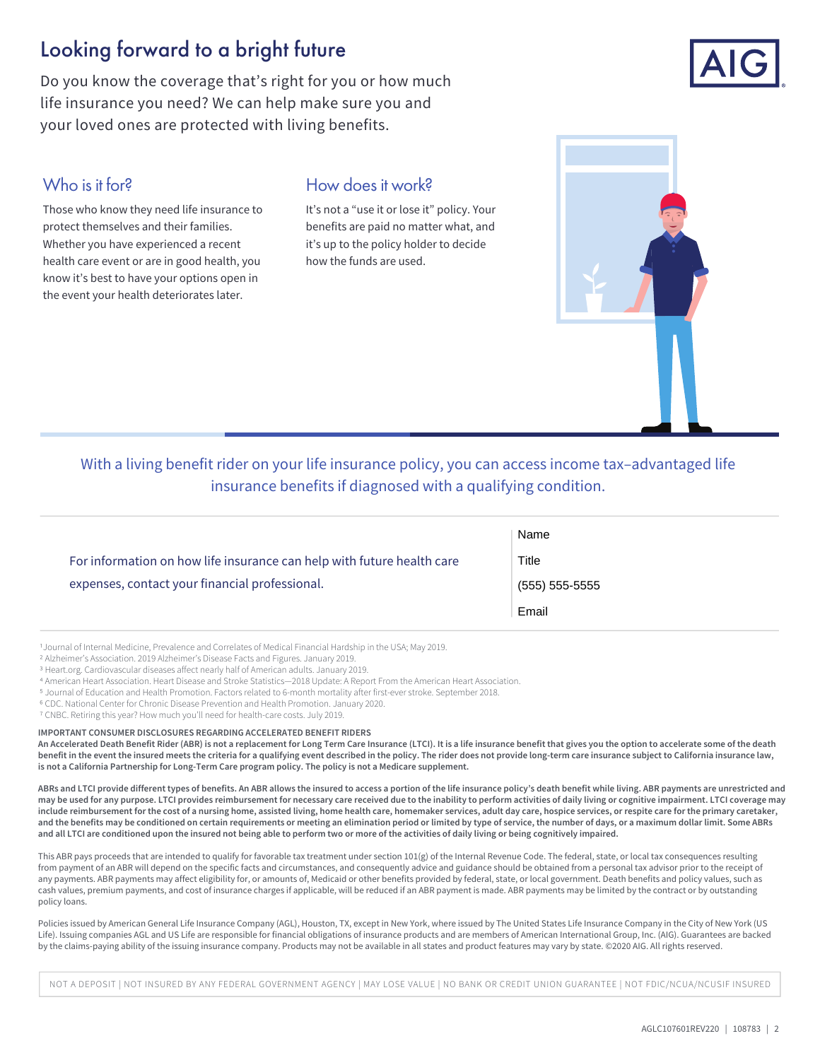# Looking forward to a bright future

Do you know the coverage that's right for you or how much life insurance you need? We can help make sure you and your loved ones are protected with living benefits.

## Who is it for?

Those who know they need life insurance to protect themselves and their families. Whether you have experienced a recent health care event or are in good health, you know it's best to have your options open in the event your health deteriorates later.

## How does it work?

It's not a "use it or lose it" policy. Your benefits are paid no matter what, and it's up to the policy holder to decide how the funds are used.

With a living benefit rider on your life insurance policy, you can access income tax–advantaged life insurance benefits if diagnosed with a qualifying condition.

For information on how life insurance can help with future health care expenses, contact your financial professional.

Name
Title
(555) 555-5555
Email

[1] Journal of Internal Medicine, Prevalence and Correlates of Medical Financial Hardship in the USA; May 2019.
[2] Alzheimer's Association. 2019 Alzheimer's Disease Facts and Figures. January 2019.
[3] Heart.org. Cardiovascular diseases affect nearly half of American adults. January 2019.
[4] American Heart Association. Heart Disease and Stroke Statistics—2018 Update: A Report From the American Heart Association.
[5] Journal of Education and Health Promotion. Factors related to 6-month mortality after first-ever stroke. September 2018.
[6] CDC. National Center for Chronic Disease Prevention and Health Promotion. January 2020.
[7] CNBC. Retiring this year? How much you'll need for health-care costs. July 2019.

**IMPORTANT CONSUMER DISCLOSURES REGARDING ACCELERATED BENEFIT RIDERS**

**An Accelerated Death Benefit Rider (ABR) is not a replacement for Long Term Care Insurance (LTCI). It is a life insurance benefit that gives you the option to accelerate some of the death benefit in the event the insured meets the criteria for a qualifying event described in the policy. The rider does not provide long-term care insurance subject to California insurance law, is not a California Partnership for Long-Term Care program policy. The policy is not a Medicare supplement.**

**ABRs and LTCI provide different types of benefits. An ABR allows the insured to access a portion of the life insurance policy's death benefit while living. ABR payments are unrestricted and may be used for any purpose. LTCI provides reimbursement for necessary care received due to the inability to perform activities of daily living or cognitive impairment. LTCI coverage may include reimbursement for the cost of a nursing home, assisted living, home health care, homemaker services, adult day care, hospice services, or respite care for the primary caretaker, and the benefits may be conditioned on certain requirements or meeting an elimination period or limited by type of service, the number of days, or a maximum dollar limit. Some ABRs and all LTCI are conditioned upon the insured not being able to perform two or more of the activities of daily living or being cognitively impaired.**

This ABR pays proceeds that are intended to qualify for favorable tax treatment under section 101(g) of the Internal Revenue Code. The federal, state, or local tax consequences resulting from payment of an ABR will depend on the specific facts and circumstances, and consequently advice and guidance should be obtained from a personal tax advisor prior to the receipt of any payments. ABR payments may affect eligibility for, or amounts of, Medicaid or other benefits provided by federal, state, or local government. Death benefits and policy values, such as cash values, premium payments, and cost of insurance charges if applicable, will be reduced if an ABR payment is made. ABR payments may be limited by the contract or by outstanding policy loans.

Policies issued by American General Life Insurance Company (AGL), Houston, TX, except in New York, where issued by The United States Life Insurance Company in the City of New York (US Life). Issuing companies AGL and US Life are responsible for financial obligations of insurance products and are members of American International Group, Inc. (AIG). Guarantees are backed by the claims-paying ability of the issuing insurance company. Products may not be available in all states and product features may vary by state. ©2020 AIG. All rights reserved.

NOT A DEPOSIT | NOT INSURED BY ANY FEDERAL GOVERNMENT AGENCY | MAY LOSE VALUE | NO BANK OR CREDIT UNION GUARANTEE | NOT FDIC/NCUA/NCUSIF INSURED

AGLC107601REV220 | 108783